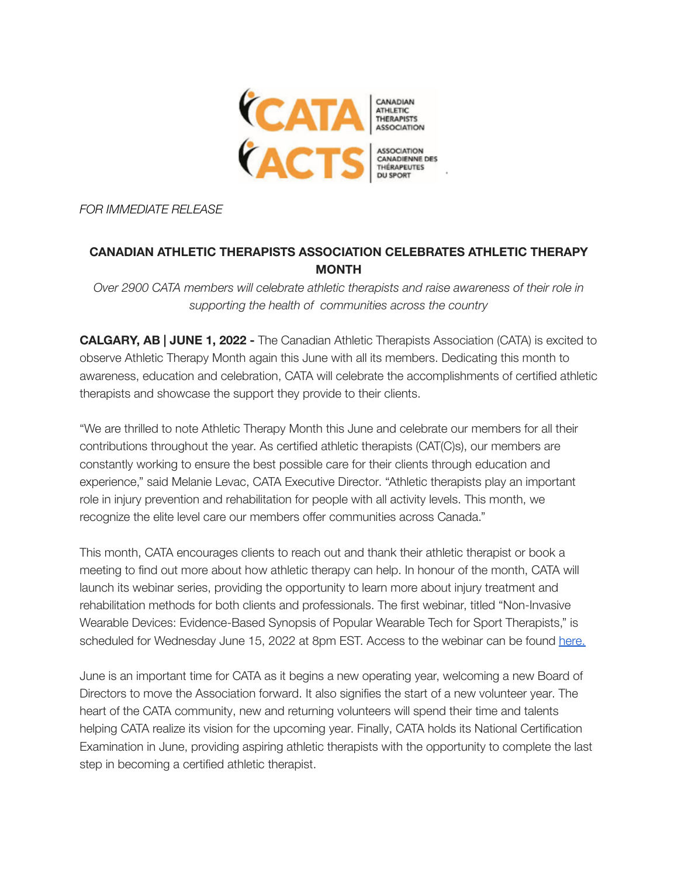CATA | CANADIAN ATHLETIC THERAPISTS ASSOCIATION
ACTS | ASSOCIATION CANADIENNE DES THÉRAPEUTES DU SPORT

*FOR IMMEDIATE RELEASE*

**CANADIAN ATHLETIC THERAPISTS ASSOCIATION CELEBRATES ATHLETIC THERAPY MONTH**

*Over 2900 CATA members will celebrate athletic therapists and raise awareness of their role in supporting the health of communities across the country*

**CALGARY, AB | JUNE 1, 2022 -** The Canadian Athletic Therapists Association (CATA) is excited to observe Athletic Therapy Month again this June with all its members. Dedicating this month to awareness, education and celebration, CATA will celebrate the accomplishments of certified athletic therapists and showcase the support they provide to their clients.

"We are thrilled to note Athletic Therapy Month this June and celebrate our members for all their contributions throughout the year. As certified athletic therapists (CAT(C)s), our members are constantly working to ensure the best possible care for their clients through education and experience," said Melanie Levac, CATA Executive Director. "Athletic therapists play an important role in injury prevention and rehabilitation for people with all activity levels. This month, we recognize the elite level care our members offer communities across Canada."

This month, CATA encourages clients to reach out and thank their athletic therapist or book a meeting to find out more about how athletic therapy can help. In honour of the month, CATA will launch its webinar series, providing the opportunity to learn more about injury treatment and rehabilitation methods for both clients and professionals. The first webinar, titled "Non-Invasive Wearable Devices: Evidence-Based Synopsis of Popular Wearable Tech for Sport Therapists," is scheduled for Wednesday June 15, 2022 at 8pm EST. Access to the webinar can be found here.

June is an important time for CATA as it begins a new operating year, welcoming a new Board of Directors to move the Association forward. It also signifies the start of a new volunteer year. The heart of the CATA community, new and returning volunteers will spend their time and talents helping CATA realize its vision for the upcoming year. Finally, CATA holds its National Certification Examination in June, providing aspiring athletic therapists with the opportunity to complete the last step in becoming a certified athletic therapist.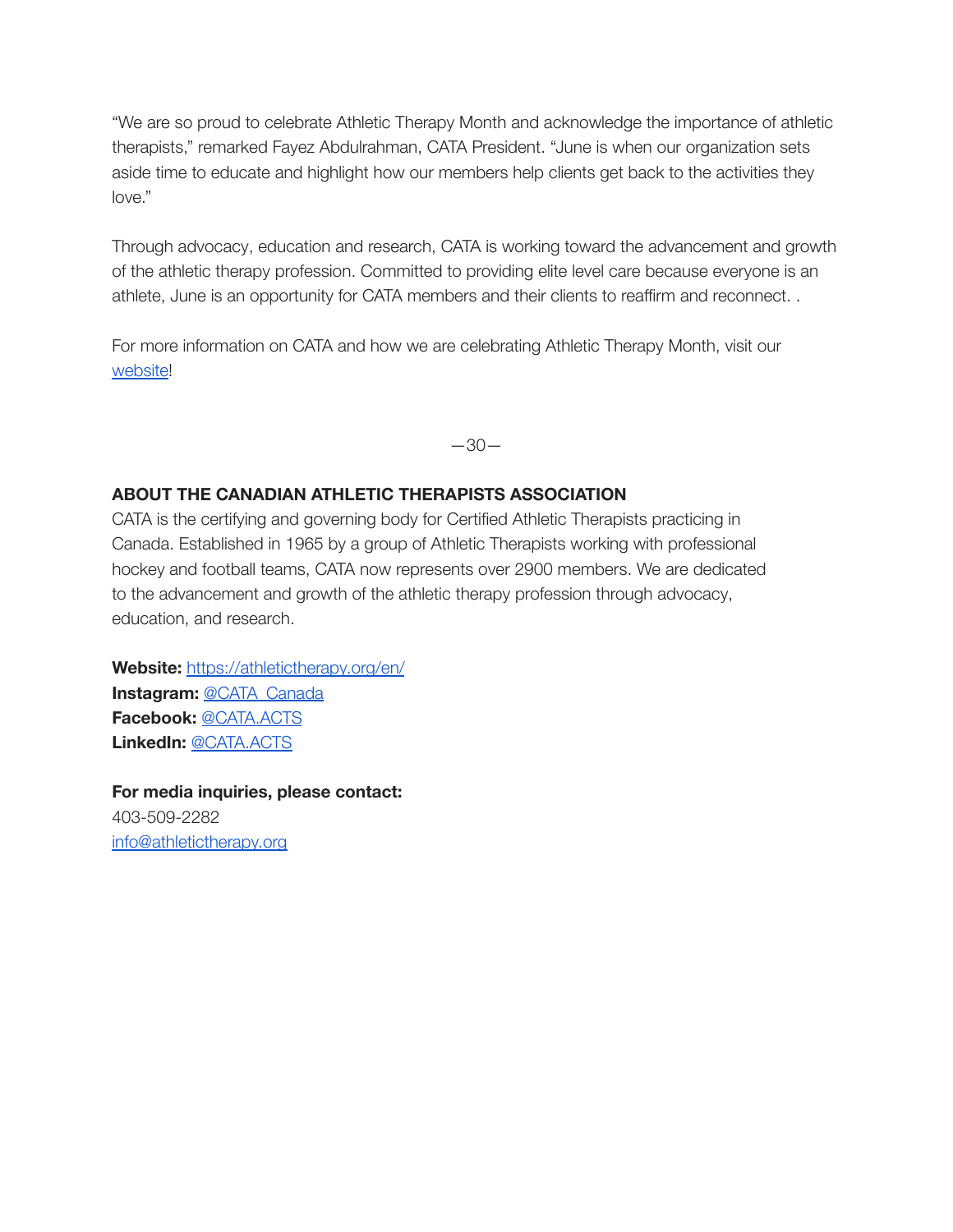"We are so proud to celebrate Athletic Therapy Month and acknowledge the importance of athletic therapists," remarked Fayez Abdulrahman, CATA President. "June is when our organization sets aside time to educate and highlight how our members help clients get back to the activities they love."

Through advocacy, education and research, CATA is working toward the advancement and growth of the athletic therapy profession. Committed to providing elite level care because everyone is an athlete, June is an opportunity for CATA members and their clients to reaffirm and reconnect. .

For more information on CATA and how we are celebrating Athletic Therapy Month, visit our website!

—30—

**ABOUT THE CANADIAN ATHLETIC THERAPISTS ASSOCIATION**

CATA is the certifying and governing body for Certified Athletic Therapists practicing in Canada. Established in 1965 by a group of Athletic Therapists working with professional hockey and football teams, CATA now represents over 2900 members. We are dedicated to the advancement and growth of the athletic therapy profession through advocacy, education, and research.

**Website:** https://athletictherapy.org/en/
**Instagram:** @CATA_Canada
**Facebook:** @CATA.ACTS
**LinkedIn:** @CATA.ACTS

**For media inquiries, please contact:**
403-509-2282
info@athletictherapy.org